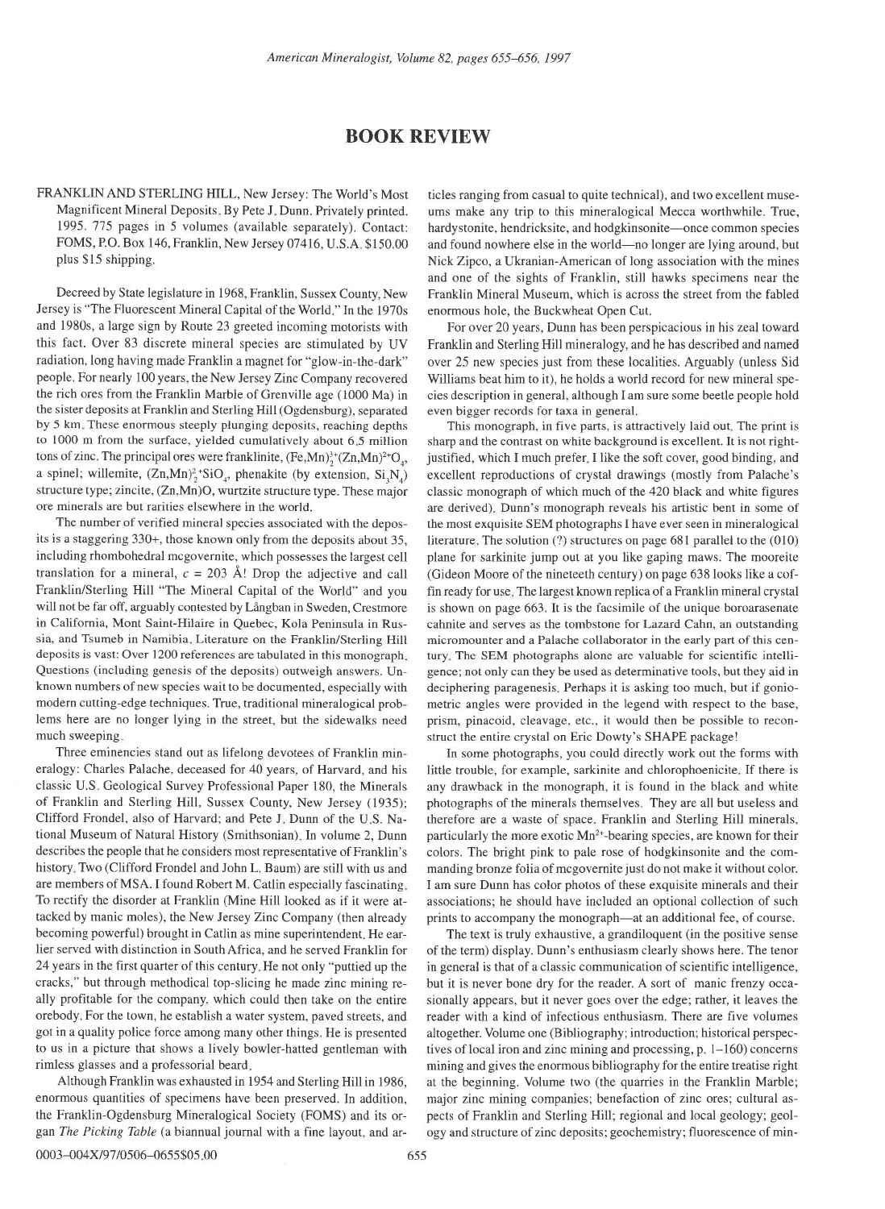# BOOK REVIEW

FRANKLIN AND STERLING HILL, New Jersey: The World's Most Magnificent Mineral Deposits. By Pete J. Dunn. Privately printed. 1995. 775 pages in 5 volumes (available separately). Contact: FOMS, P.O. Box 146, Franklin, New Jersey 07416, U.S.A. $150.00 plus $15 shipping.

Decreed by State legislature in 1968, Franklin, Sussex County, New Jersey is "The Fluorescent Mineral Capital of the World." In the 1970s and 1980s, a large sign by Route 23 greeted incoming motorists with this fact. Over 83 discrete mineral species are stimulated by UV radiation, long having made Franklin a magnet for "glow-in-the-dark" people. For nearly 100 years, the New Jersey Zinc Company recovered the rich ores from the Franklin Marble of Grenville age (1000 Ma) in the sister deposits at Franklin and Sterling Hill (Ogdensburg), separated by 5 km. These enormous steeply plunging deposits, reaching depths to 1000 m from the surface, yielded cumulatively about 6.5 million tons of zinc. The principal ores were franklinite, $(Fe,Mn)_2^{3+}(Zn,Mn)^{2+}O_4$, a spinel; willemite, $(Zn,Mn)_2^{2+}SiO_4$, phenakite (by extension, $Si_3N_4$) structure type; zincite, (Zn,Mn)O, wurtzite structure type. These major ore minerals are but rarities elsewhere in the world.

The number of verified mineral species associated with the deposits is a staggering 330+, those known only from the deposits about 35, including rhombohedral mcgovernite, which possesses the largest cell translation for a mineral, $c = 203$ Å! Drop the adjective and call Franklin/Sterling Hill "The Mineral Capital of the World" and you will not be far off, arguably contested by Långban in Sweden, Crestmore in California, Mont Saint-Hilaire in Quebec, Kola Peninsula in Russia, and Tsumeb in Namibia. Literature on the Franklin/Sterling Hill deposits is vast: Over 1200 references are tabulated in this monograph. Questions (including genesis of the deposits) outweigh answers. Unknown numbers of new species wait to be documented, especially with modern cutting-edge techniques. True, traditional mineralogical problems here are no longer lying in the street, but the sidewalks need much sweeping.

Three eminencies stand out as lifelong devotees of Franklin mineralogy: Charles Palache, deceased for 40 years, of Harvard, and his classic U.S. Geological Survey Professional Paper 180, the Minerals of Franklin and Sterling Hill, Sussex County, New Jersey (1935); Clifford Frondel, also of Harvard; and Pete J. Dunn of the U.S. National Museum of Natural History (Smithsonian). In volume 2, Dunn describes the people that he considers most representative of Franklin's history. Two (Clifford Frondel and John L. Baum) are still with us and are members of MSA. I found Robert M. Catlin especially fascinating. To rectify the disorder at Franklin (Mine Hill looked as if it were attacked by manic moles), the New Jersey Zinc Company (then already becoming powerful) brought in Catlin as mine superintendent. He earlier served with distinction in South Africa, and he served Franklin for 24 years in the first quarter of this century. He not only "puttied up the cracks," but through methodical top-slicing he made zinc mining really profitable for the company, which could then take on the entire orebody. For the town, he establish a water system, paved streets, and got in a quality police force among many other things. He is presented to us in a picture that shows a lively bowler-hatted gentleman with rimless glasses and a professorial beard.

Although Franklin was exhausted in 1954 and Sterling Hill in 1986, enormous quantities of specimens have been preserved. In addition, the Franklin-Ogdensburg Mineralogical Society (FOMS) and its organ *The Picking Table* (a biannual journal with a fine layout, and articles ranging from casual to quite technical), and two excellent museums make any trip to this mineralogical Mecca worthwhile. True, hardystonite, hendricksite, and hodgkinsonite—once common species and found nowhere else in the world—no longer are lying around, but Nick Zipco, a Ukranian-American of long association with the mines and one of the sights of Franklin, still hawks specimens near the Franklin Mineral Museum, which is across the street from the fabled enormous hole, the Buckwheat Open Cut.

For over 20 years, Dunn has been perspicacious in his zeal toward Franklin and Sterling Hill mineralogy, and he has described and named over 25 new species just from these localities. Arguably (unless Sid Williams beat him to it), he holds a world record for new mineral species description in general, although I am sure some beetle people hold even bigger records for taxa in general.

This monograph, in five parts, is attractively laid out. The print is sharp and the contrast on white background is excellent. It is not right-justified, which I much prefer. I like the soft cover, good binding, and excellent reproductions of crystal drawings (mostly from Palache's classic monograph of which much of the 420 black and white figures are derived). Dunn's monograph reveals his artistic bent in some of the most exquisite SEM photographs I have ever seen in mineralogical literature. The solution (?) structures on page 681 parallel to the (010) plane for sarkinite jump out at you like gaping maws. The mooreite (Gideon Moore of the nineteeth century) on page 638 looks like a coffin ready for use. The largest known replica of a Franklin mineral crystal is shown on page 663. It is the facsimile of the unique boroarasenate cahnite and serves as the tombstone for Lazard Cahn, an outstanding micromounter and a Palache collaborator in the early part of this century. The SEM photographs alone are valuable for scientific intelligence; not only can they be used as determinative tools, but they aid in deciphering paragenesis. Perhaps it is asking too much, but if goniometric angles were provided in the legend with respect to the base, prism, pinacoid, cleavage, etc., it would then be possible to reconstruct the entire crystal on Eric Dowty's SHAPE package!

In some photographs, you could directly work out the forms with little trouble, for example, sarkinite and chlorophoenicite. If there is any drawback in the monograph, it is found in the black and white photographs of the minerals themselves. They are all but useless and therefore are a waste of space. Franklin and Sterling Hill minerals, particularly the more exotic $Mn^{2+}$-bearing species, are known for their colors. The bright pink to pale rose of hodgkinsonite and the commanding bronze folia of mcgovernite just do not make it without color. I am sure Dunn has color photos of these exquisite minerals and their associations; he should have included an optional collection of such prints to accompany the monograph—at an additional fee, of course.

The text is truly exhaustive, a grandiloquent (in the positive sense of the term) display. Dunn's enthusiasm clearly shows here. The tenor in general is that of a classic communication of scientific intelligence, but it is never bone dry for the reader. A sort of manic frenzy occasionally appears, but it never goes over the edge; rather, it leaves the reader with a kind of infectious enthusiasm. There are five volumes altogether. Volume one (Bibliography; introduction; historical perspectives of local iron and zinc mining and processing, p. 1–160) concerns mining and gives the enormous bibliography for the entire treatise right at the beginning. Volume two (the quarries in the Franklin Marble; major zinc mining companies; benefaction of zinc ores; cultural aspects of Franklin and Sterling Hill; regional and local geology; geology and structure of zinc deposits; geochemistry; fluorescence of min-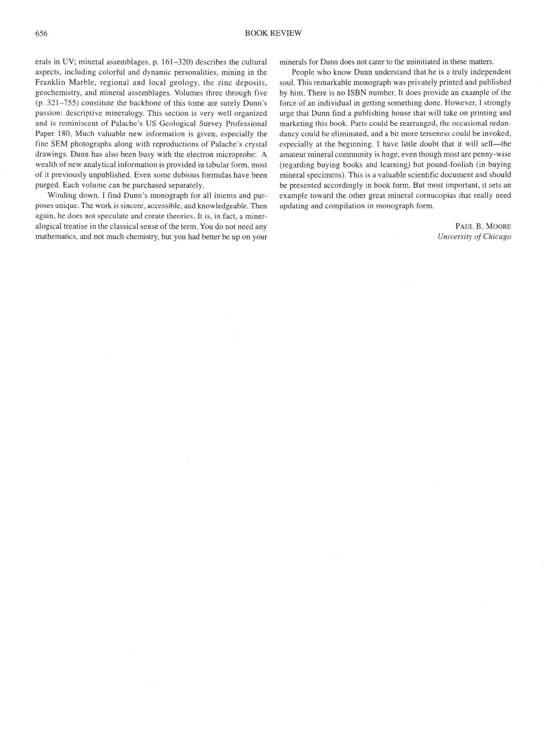erals in UV; mineral assemblages, p. 161–320) describes the cultural aspects, including colorful and dynamic personalities, mining in the Franklin Marble, regional and local geology, the zinc deposits, geochemistry, and mineral assemblages. Volumes three through five (p. 321–755) constitute the backbone of this tome are surely Dunn's passion: descriptive mineralogy. This section is very well organized and is reminiscent of Palache's US Geological Survey Professional Paper 180. Much valuable new information is given, especially the fine SEM photographs along with reproductions of Palache's crystal drawings. Dunn has also been busy with the electron microprobe: A wealth of new analytical information is provided in tabular form, most of it previously unpublished. Even some dubious formulas have been purged. Each volume can be purchased separately.

Winding down, I find Dunn's monograph for all intents and purposes unique. The work is sincere, accessible, and knowledgeable. Then again, he does not speculate and create theories. It is, in fact, a mineralogical treatise in the classical sense of the term. You do not need any mathematics, and not much chemistry, but you had better be up on your minerals for Dunn does not cater to the uninitiated in these matters.

People who know Dunn understand that he is a truly independent soul. This remarkable monograph was privately printed and published by him. There is no ISBN number. It does provide an example of the force of an individual in getting something done. However, I strongly urge that Dunn find a publishing house that will take on printing and marketing this book. Parts could be rearranged, the occasional redundancy could be eliminated, and a bit more terseness could be invoked, especially at the beginning. I have little doubt that it will sell—the amateur mineral community is huge, even though most are penny-wise (regarding buying books and learning) but pound-foolish (in buying mineral specimens). This is a valuable scientific document and should be presented accordingly in book form. But most important, it sets an example toward the other great mineral cornucopias that really need updating and compilation in monograph form.

PAUL B. MOORE
*University of Chicago*